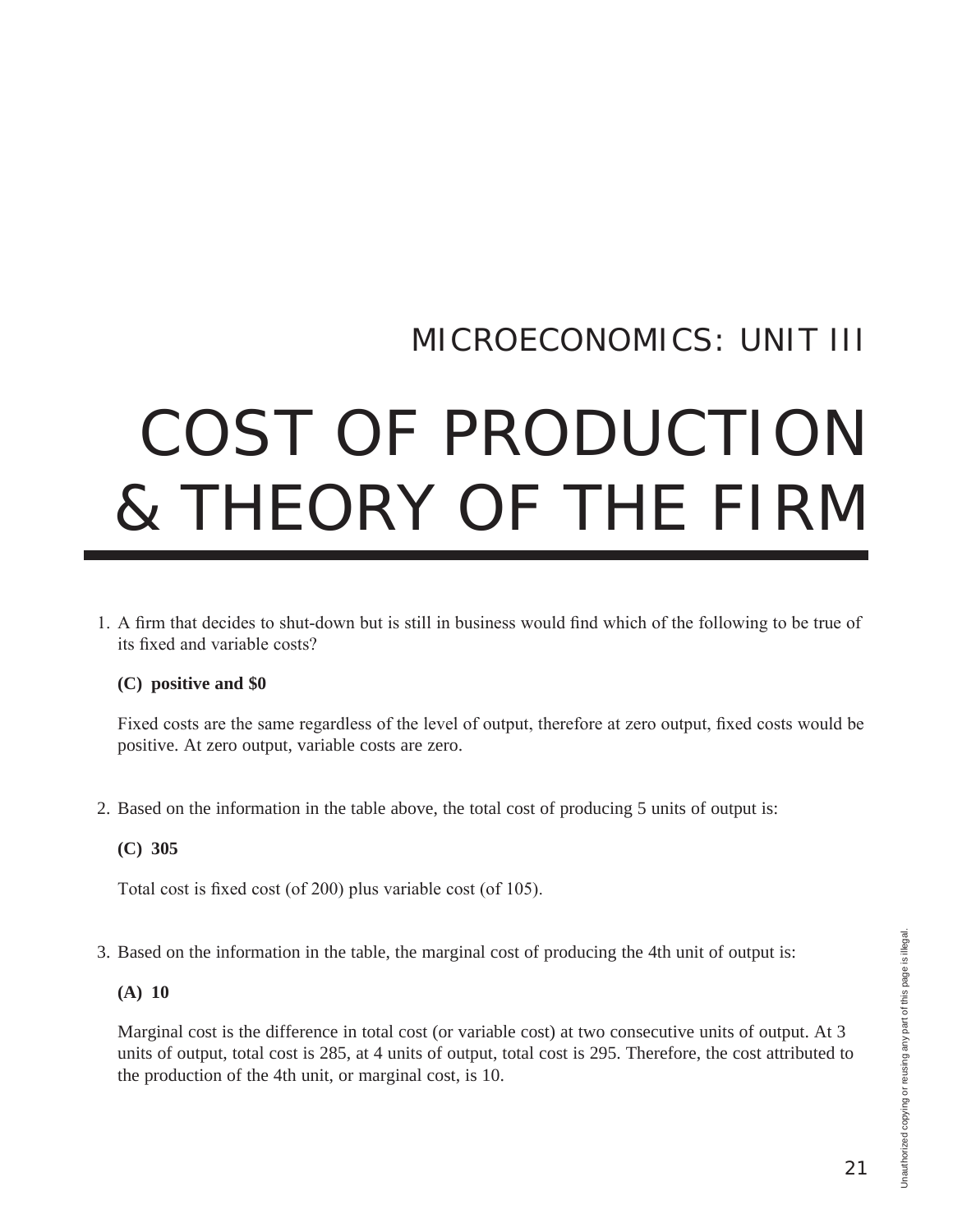## MICROECONOMICS: UNIT III

# COST OF PRODUCTION & THEORY OF THE FIRM

1. A firm that decides to shut-down but is still in business would find which of the following to be true of its fixed and variable costs?

   **(C) positive and $0**

   Fixed costs are the same regardless of the level of output, therefore at zero output, fixed costs would be positive. At zero output, variable costs are zero.

2. Based on the information in the table above, the total cost of producing 5 units of output is:

   **(C) 305**

   Total cost is fixed cost (of 200) plus variable cost (of 105).

3. Based on the information in the table, the marginal cost of producing the 4th unit of output is:

   **(A) 10**

   Marginal cost is the difference in total cost (or variable cost) at two consecutive units of output. At 3 units of output, total cost is 285, at 4 units of output, total cost is 295. Therefore, the cost attributed to the production of the 4th unit, or marginal cost, is 10.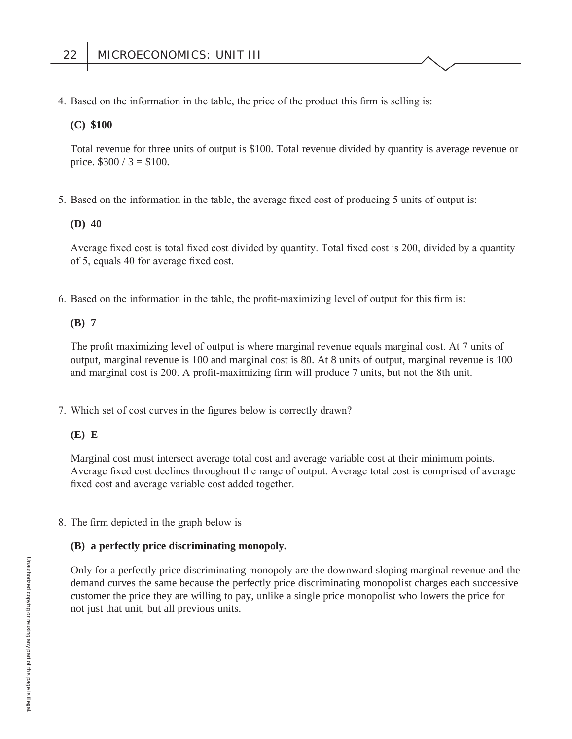4. Based on the information in the table, the price of the product this firm is selling is:

   **(C) $100**

   Total revenue for three units of output is $100. Total revenue divided by quantity is average revenue or price. $300 / 3 = $100.

5. Based on the information in the table, the average fixed cost of producing 5 units of output is:

   **(D) 40**

   Average fixed cost is total fixed cost divided by quantity. Total fixed cost is 200, divided by a quantity of 5, equals 40 for average fixed cost.

6. Based on the information in the table, the profit-maximizing level of output for this firm is:

   **(B) 7**

   The profit maximizing level of output is where marginal revenue equals marginal cost. At 7 units of output, marginal revenue is 100 and marginal cost is 80. At 8 units of output, marginal revenue is 100 and marginal cost is 200. A profit-maximizing firm will produce 7 units, but not the 8th unit.

7. Which set of cost curves in the figures below is correctly drawn?

   **(E) E**

   Marginal cost must intersect average total cost and average variable cost at their minimum points. Average fixed cost declines throughout the range of output. Average total cost is comprised of average fixed cost and average variable cost added together.

8. The firm depicted in the graph below is

   **(B) a perfectly price discriminating monopoly.**

   Only for a perfectly price discriminating monopoly are the downward sloping marginal revenue and the demand curves the same because the perfectly price discriminating monopolist charges each successive customer the price they are willing to pay, unlike a single price monopolist who lowers the price for not just that unit, but all previous units.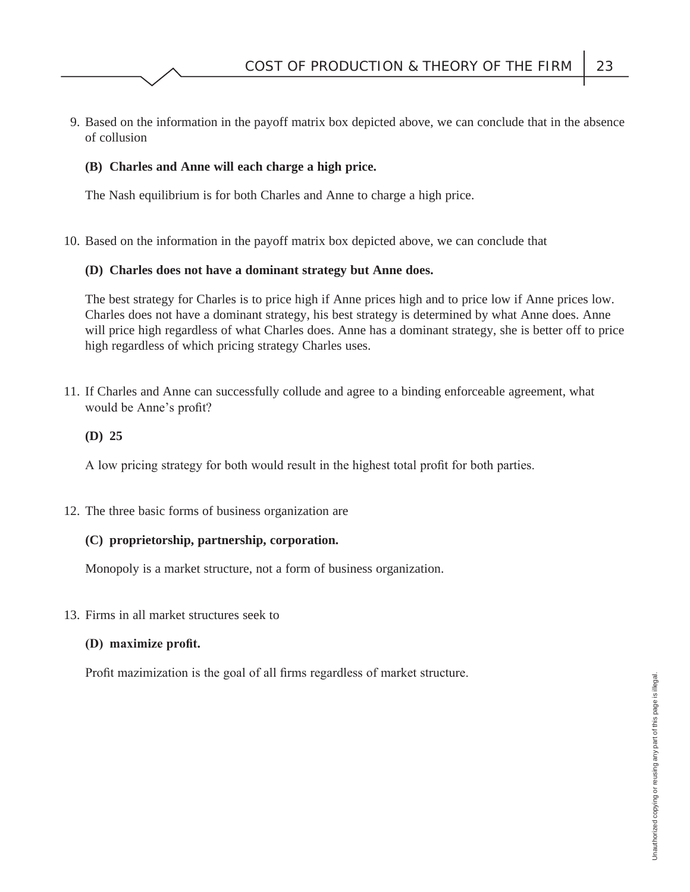9. Based on the information in the payoff matrix box depicted above, we can conclude that in the absence of collusion

   **(B) Charles and Anne will each charge a high price.**

   The Nash equilibrium is for both Charles and Anne to charge a high price.

10. Based on the information in the payoff matrix box depicted above, we can conclude that

    **(D) Charles does not have a dominant strategy but Anne does.**

    The best strategy for Charles is to price high if Anne prices high and to price low if Anne prices low. Charles does not have a dominant strategy, his best strategy is determined by what Anne does. Anne will price high regardless of what Charles does. Anne has a dominant strategy, she is better off to price high regardless of which pricing strategy Charles uses.

11. If Charles and Anne can successfully collude and agree to a binding enforceable agreement, what would be Anne's profit?

    **(D) 25**

    A low pricing strategy for both would result in the highest total profit for both parties.

12. The three basic forms of business organization are

    **(C) proprietorship, partnership, corporation.**

    Monopoly is a market structure, not a form of business organization.

13. Firms in all market structures seek to

    **(D) maximize profit.**

    Profit mazimization is the goal of all firms regardless of market structure.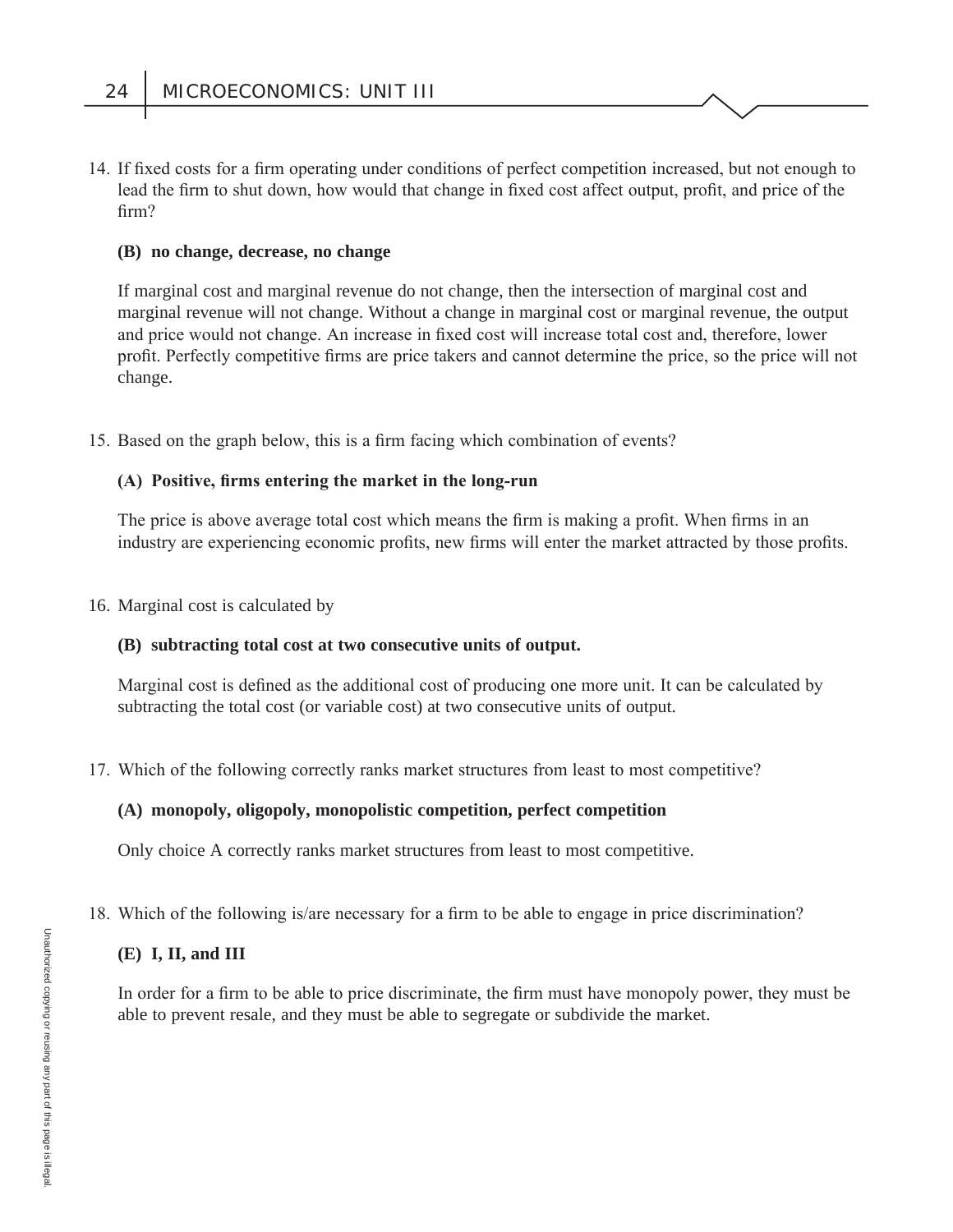14. If fixed costs for a firm operating under conditions of perfect competition increased, but not enough to lead the firm to shut down, how would that change in fixed cost affect output, profit, and price of the firm?

    **(B) no change, decrease, no change**

    If marginal cost and marginal revenue do not change, then the intersection of marginal cost and marginal revenue will not change. Without a change in marginal cost or marginal revenue, the output and price would not change. An increase in fixed cost will increase total cost and, therefore, lower profit. Perfectly competitive firms are price takers and cannot determine the price, so the price will not change.

15. Based on the graph below, this is a firm facing which combination of events?

    **(A) Positive, firms entering the market in the long-run**

    The price is above average total cost which means the firm is making a profit. When firms in an industry are experiencing economic profits, new firms will enter the market attracted by those profits.

16. Marginal cost is calculated by

    **(B) subtracting total cost at two consecutive units of output.**

    Marginal cost is defined as the additional cost of producing one more unit. It can be calculated by subtracting the total cost (or variable cost) at two consecutive units of output.

17. Which of the following correctly ranks market structures from least to most competitive?

    **(A) monopoly, oligopoly, monopolistic competition, perfect competition**

    Only choice A correctly ranks market structures from least to most competitive.

18. Which of the following is/are necessary for a firm to be able to engage in price discrimination?

    **(E) I, II, and III**

    In order for a firm to be able to price discriminate, the firm must have monopoly power, they must be able to prevent resale, and they must be able to segregate or subdivide the market.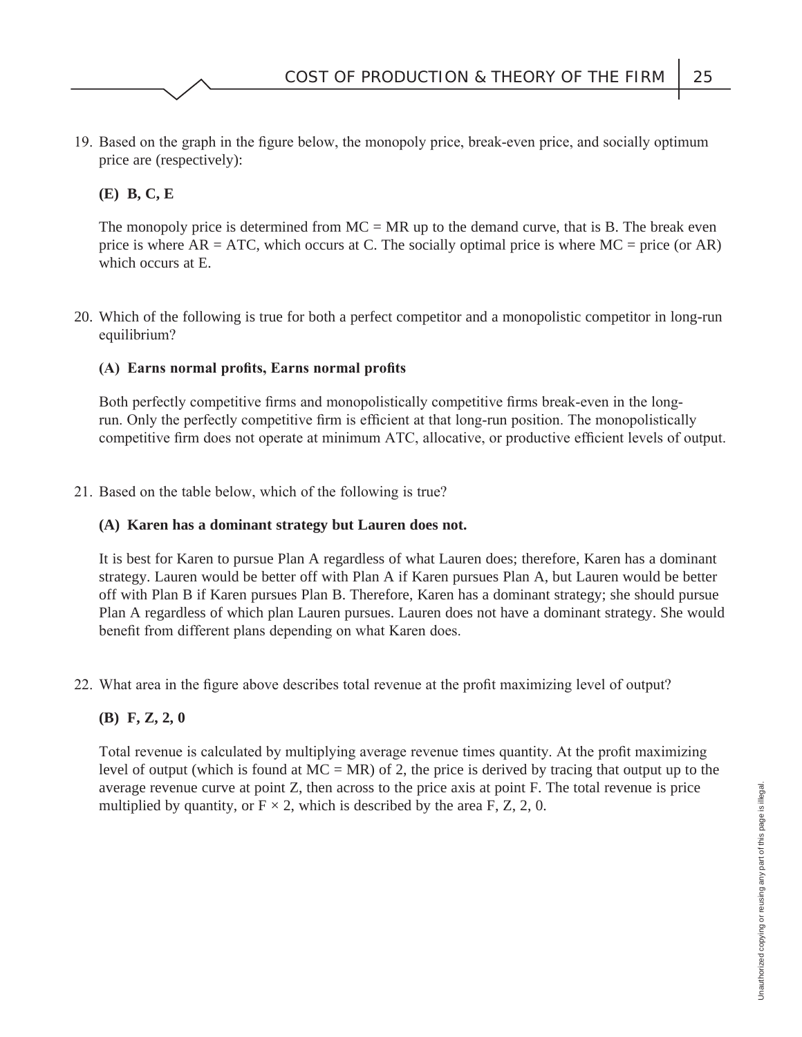19. Based on the graph in the figure below, the monopoly price, break-even price, and socially optimum price are (respectively):

    **(E) B, C, E**

    The monopoly price is determined from MC = MR up to the demand curve, that is B. The break even price is where AR = ATC, which occurs at C. The socially optimal price is where MC = price (or AR) which occurs at E.

20. Which of the following is true for both a perfect competitor and a monopolistic competitor in long-run equilibrium?

    **(A) Earns normal profits, Earns normal profits**

    Both perfectly competitive firms and monopolistically competitive firms break-even in the long-run. Only the perfectly competitive firm is efficient at that long-run position. The monopolistically competitive firm does not operate at minimum ATC, allocative, or productive efficient levels of output.

21. Based on the table below, which of the following is true?

    **(A) Karen has a dominant strategy but Lauren does not.**

    It is best for Karen to pursue Plan A regardless of what Lauren does; therefore, Karen has a dominant strategy. Lauren would be better off with Plan A if Karen pursues Plan A, but Lauren would be better off with Plan B if Karen pursues Plan B. Therefore, Karen has a dominant strategy; she should pursue Plan A regardless of which plan Lauren pursues. Lauren does not have a dominant strategy. She would benefit from different plans depending on what Karen does.

22. What area in the figure above describes total revenue at the profit maximizing level of output?

    **(B) F, Z, 2, 0**

    Total revenue is calculated by multiplying average revenue times quantity. At the profit maximizing level of output (which is found at MC = MR) of 2, the price is derived by tracing that output up to the average revenue curve at point Z, then across to the price axis at point F. The total revenue is price multiplied by quantity, or $F \times 2$, which is described by the area F, Z, 2, 0.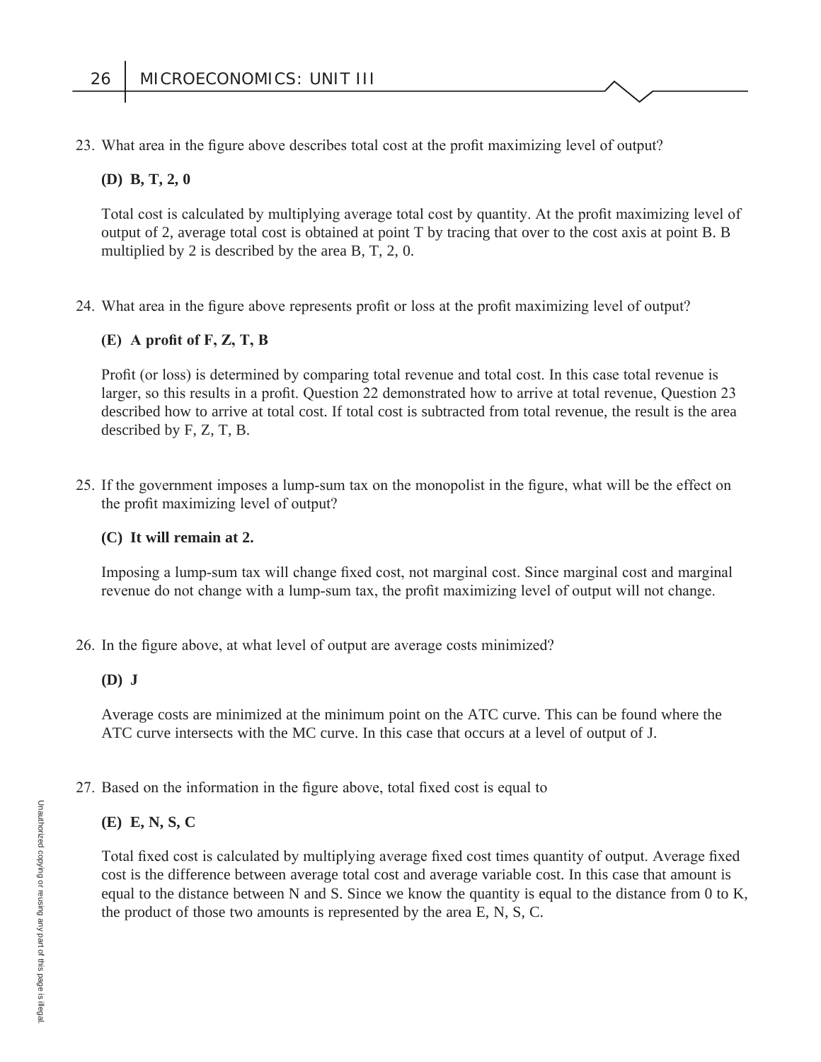23. What area in the figure above describes total cost at the profit maximizing level of output?

**(D) B, T, 2, 0**

Total cost is calculated by multiplying average total cost by quantity. At the profit maximizing level of output of 2, average total cost is obtained at point T by tracing that over to the cost axis at point B. B multiplied by 2 is described by the area B, T, 2, 0.

24. What area in the figure above represents profit or loss at the profit maximizing level of output?

**(E) A profit of F, Z, T, B**

Profit (or loss) is determined by comparing total revenue and total cost. In this case total revenue is larger, so this results in a profit. Question 22 demonstrated how to arrive at total revenue, Question 23 described how to arrive at total cost. If total cost is subtracted from total revenue, the result is the area described by F, Z, T, B.

25. If the government imposes a lump-sum tax on the monopolist in the figure, what will be the effect on the profit maximizing level of output?

**(C) It will remain at 2.**

Imposing a lump-sum tax will change fixed cost, not marginal cost. Since marginal cost and marginal revenue do not change with a lump-sum tax, the profit maximizing level of output will not change.

26. In the figure above, at what level of output are average costs minimized?

**(D) J**

Average costs are minimized at the minimum point on the ATC curve. This can be found where the ATC curve intersects with the MC curve. In this case that occurs at a level of output of J.

27. Based on the information in the figure above, total fixed cost is equal to

**(E) E, N, S, C**

Total fixed cost is calculated by multiplying average fixed cost times quantity of output. Average fixed cost is the difference between average total cost and average variable cost. In this case that amount is equal to the distance between N and S. Since we know the quantity is equal to the distance from 0 to K, the product of those two amounts is represented by the area E, N, S, C.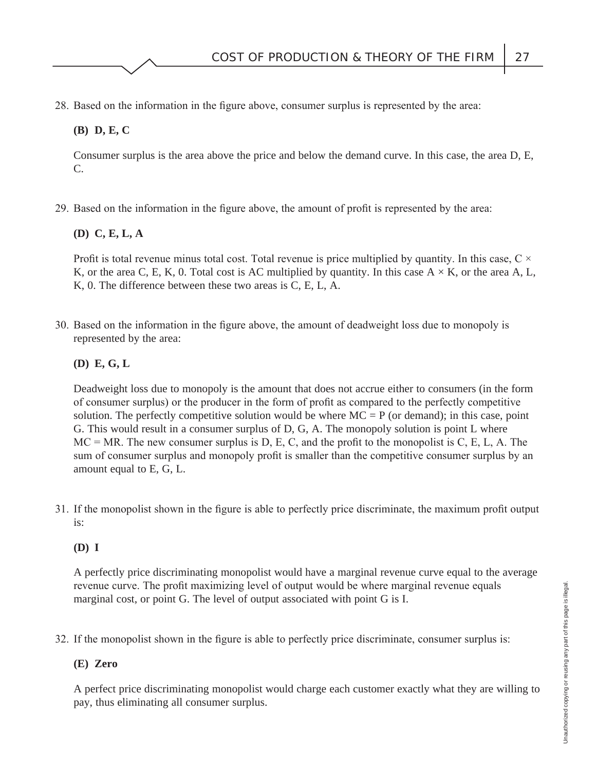28. Based on the information in the figure above, consumer surplus is represented by the area:

    **(B) D, E, C**

    Consumer surplus is the area above the price and below the demand curve. In this case, the area D, E, C.

29. Based on the information in the figure above, the amount of profit is represented by the area:

    **(D) C, E, L, A**

    Profit is total revenue minus total cost. Total revenue is price multiplied by quantity. In this case, C × K, or the area C, E, K, 0. Total cost is AC multiplied by quantity. In this case A × K, or the area A, L, K, 0. The difference between these two areas is C, E, L, A.

30. Based on the information in the figure above, the amount of deadweight loss due to monopoly is represented by the area:

    **(D) E, G, L**

    Deadweight loss due to monopoly is the amount that does not accrue either to consumers (in the form of consumer surplus) or the producer in the form of profit as compared to the perfectly competitive solution. The perfectly competitive solution would be where MC = P (or demand); in this case, point G. This would result in a consumer surplus of D, G, A. The monopoly solution is point L where MC = MR. The new consumer surplus is D, E, C, and the profit to the monopolist is C, E, L, A. The sum of consumer surplus and monopoly profit is smaller than the competitive consumer surplus by an amount equal to E, G, L.

31. If the monopolist shown in the figure is able to perfectly price discriminate, the maximum profit output is:

    **(D) I**

    A perfectly price discriminating monopolist would have a marginal revenue curve equal to the average revenue curve. The profit maximizing level of output would be where marginal revenue equals marginal cost, or point G. The level of output associated with point G is I.

32. If the monopolist shown in the figure is able to perfectly price discriminate, consumer surplus is:

    **(E) Zero**

    A perfect price discriminating monopolist would charge each customer exactly what they are willing to pay, thus eliminating all consumer surplus.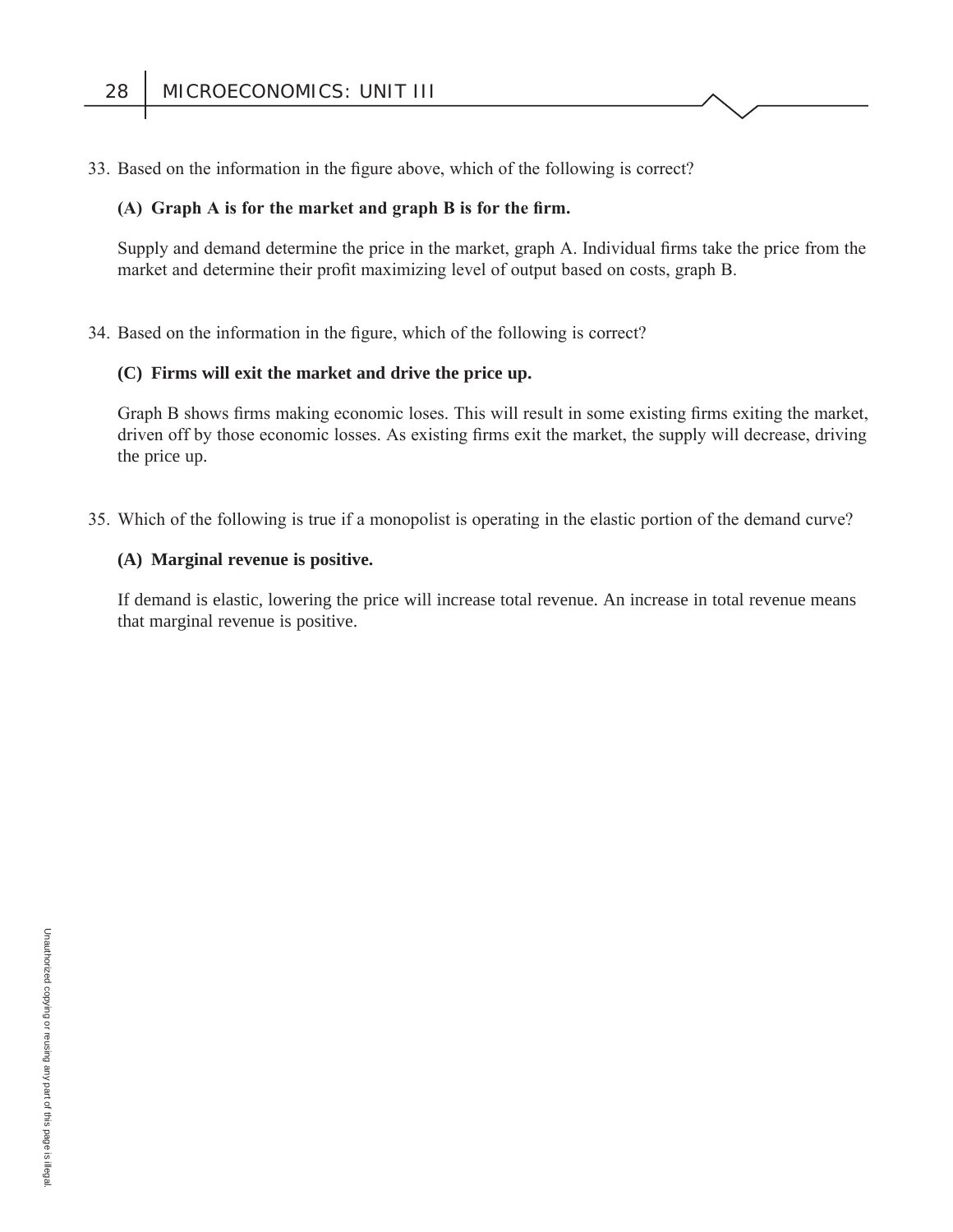33. Based on the information in the figure above, which of the following is correct?

    **(A) Graph A is for the market and graph B is for the firm.**

    Supply and demand determine the price in the market, graph A. Individual firms take the price from the market and determine their profit maximizing level of output based on costs, graph B.

34. Based on the information in the figure, which of the following is correct?

    **(C) Firms will exit the market and drive the price up.**

    Graph B shows firms making economic loses. This will result in some existing firms exiting the market, driven off by those economic losses. As existing firms exit the market, the supply will decrease, driving the price up.

35. Which of the following is true if a monopolist is operating in the elastic portion of the demand curve?

    **(A) Marginal revenue is positive.**

    If demand is elastic, lowering the price will increase total revenue. An increase in total revenue means that marginal revenue is positive.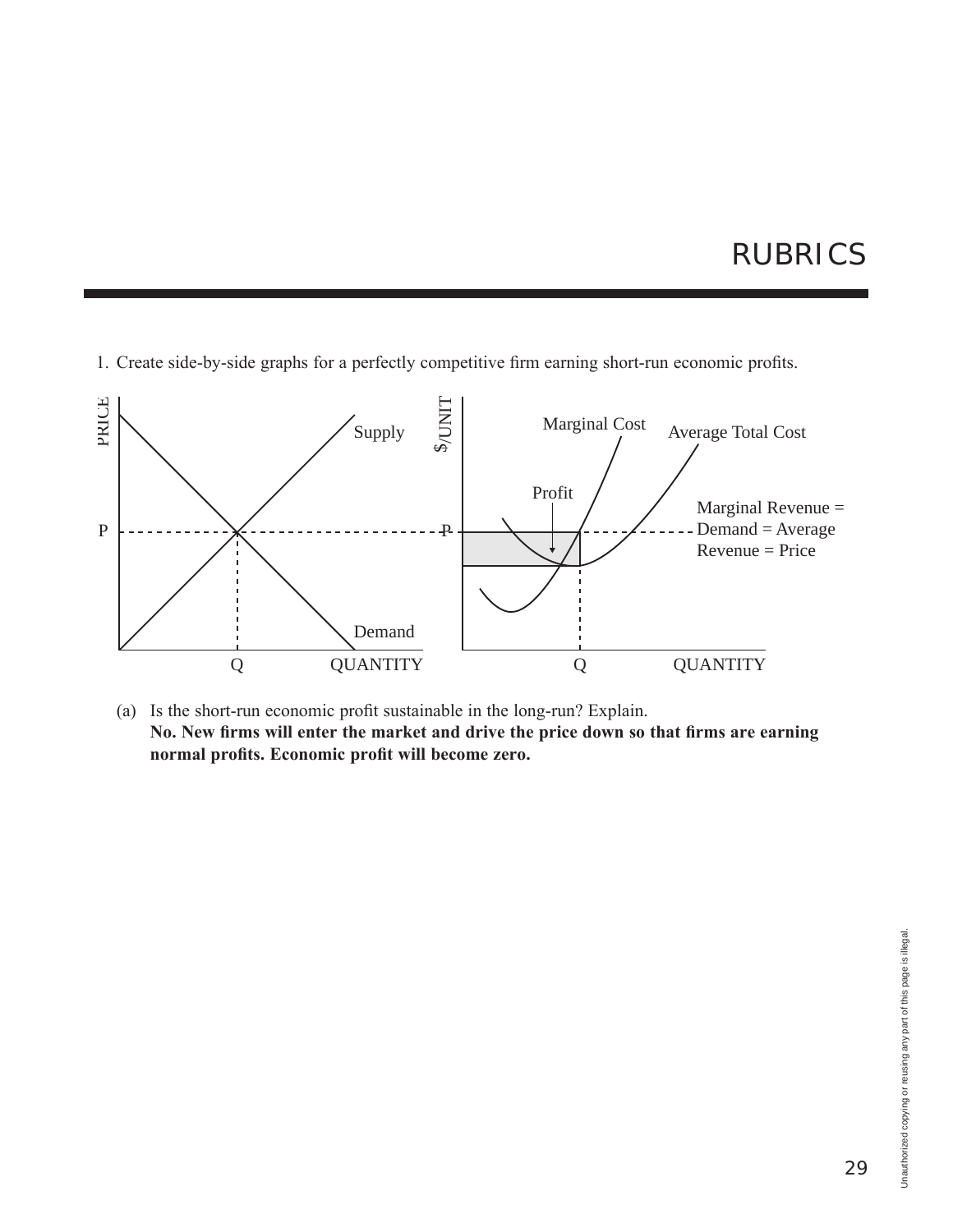# RUBRICS

1. Create side-by-side graphs for a perfectly competitive firm earning short-run economic profits.

(a) Is the short-run economic profit sustainable in the long-run? Explain.
**No. New firms will enter the market and drive the price down so that firms are earning normal profits. Economic profit will become zero.**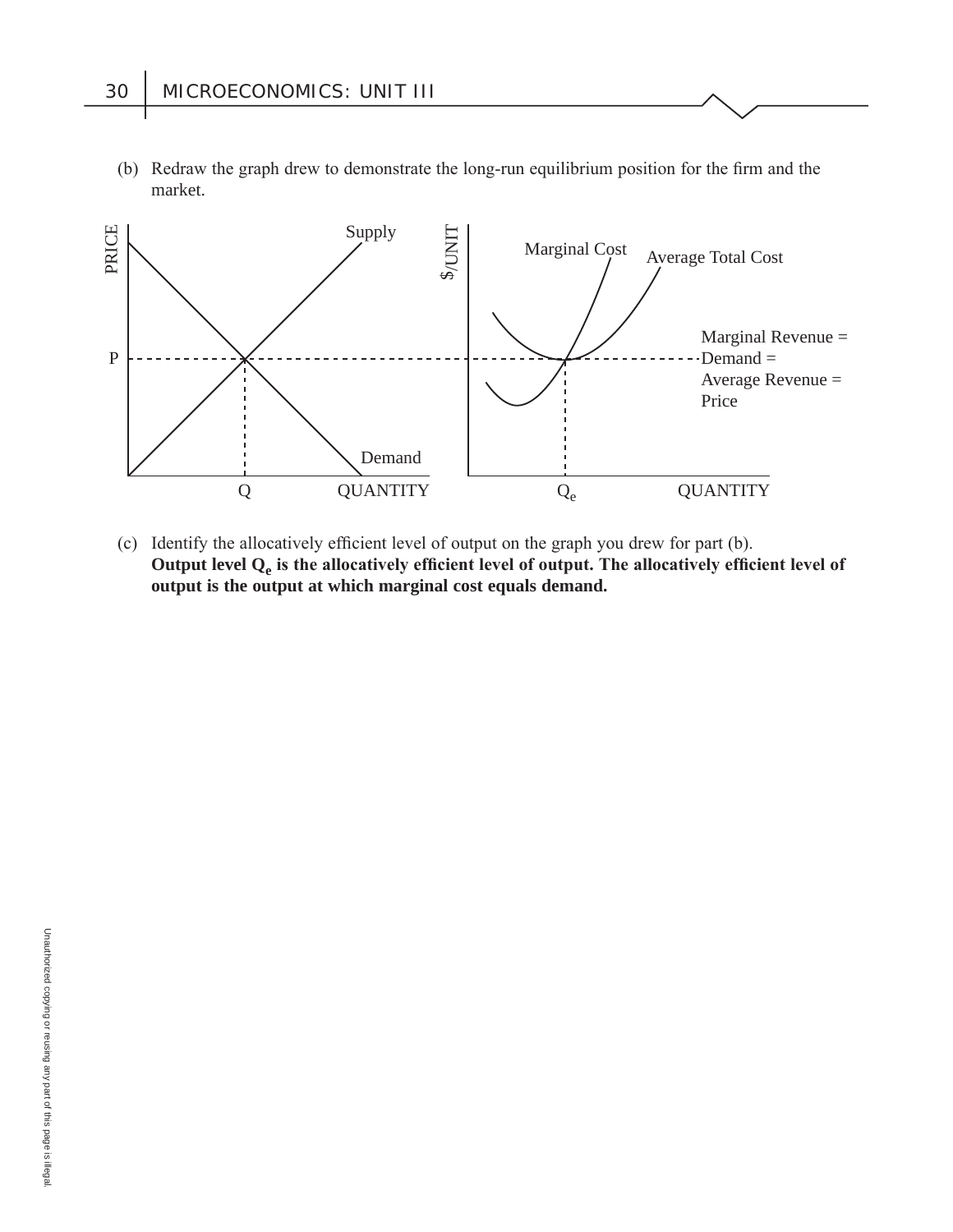(b) Redraw the graph drew to demonstrate the long-run equilibrium position for the firm and the market.

(c) Identify the allocatively efficient level of output on the graph you drew for part (b).
**Output level $Q_e$ is the allocatively efficient level of output. The allocatively efficient level of output is the output at which marginal cost equals demand.**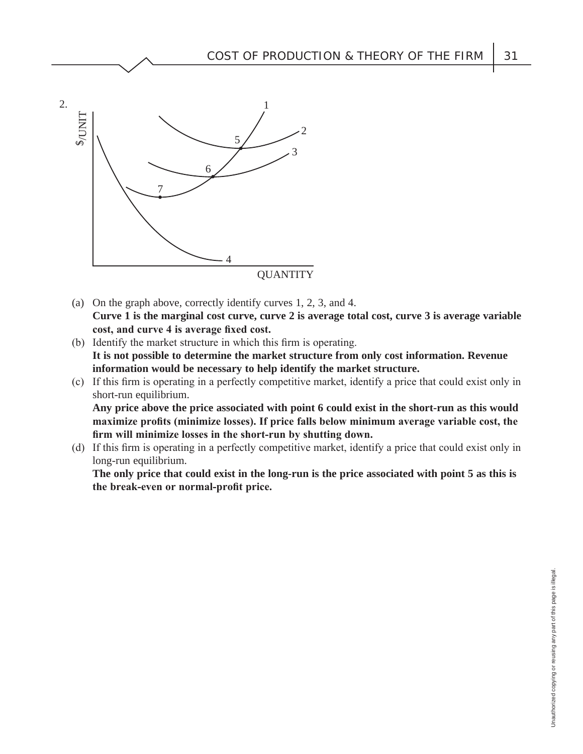2.

(a) On the graph above, correctly identify curves 1, 2, 3, and 4.
**Curve 1 is the marginal cost curve, curve 2 is average total cost, curve 3 is average variable cost, and curve 4 is average fixed cost.**

(b) Identify the market structure in which this firm is operating.
**It is not possible to determine the market structure from only cost information. Revenue information would be necessary to help identify the market structure.**

(c) If this firm is operating in a perfectly competitive market, identify a price that could exist only in short-run equilibrium.
**Any price above the price associated with point 6 could exist in the short-run as this would maximize profits (minimize losses). If price falls below minimum average variable cost, the firm will minimize losses in the short-run by shutting down.**

(d) If this firm is operating in a perfectly competitive market, identify a price that could exist only in long-run equilibrium.
**The only price that could exist in the long-run is the price associated with point 5 as this is the break-even or normal-profit price.**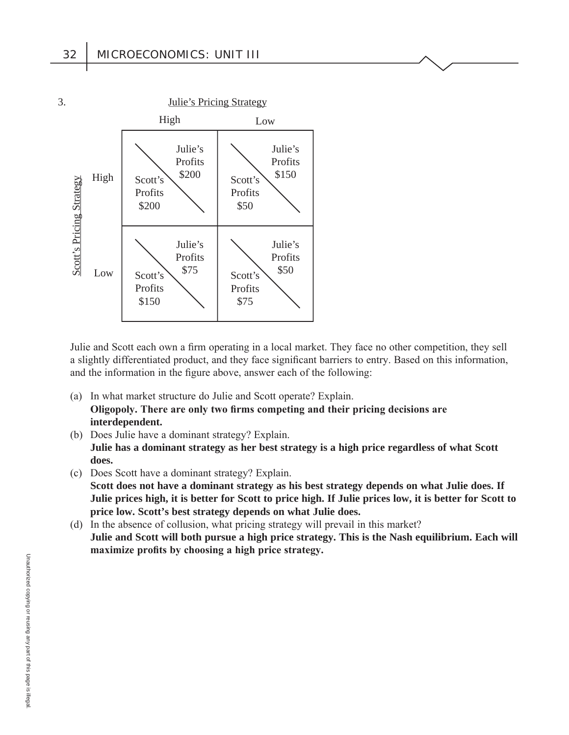3.

| | | Julie's Pricing Strategy | |
|---|---|---|---|
| | | High | Low |
| Scott's Pricing Strategy | High | Julie's Profits $200 / Scott's Profits $200 | Julie's Profits $150 / Scott's Profits $50 |
| | Low | Julie's Profits $75 / Scott's Profits $150 | Julie's Profits $50 / Scott's Profits $75 |

Julie and Scott each own a firm operating in a local market. They face no other competition, they sell a slightly differentiated product, and they face significant barriers to entry. Based on this information, and the information in the figure above, answer each of the following:

(a) In what market structure do Julie and Scott operate? Explain.
**Oligopoly. There are only two firms competing and their pricing decisions are interdependent.**

(b) Does Julie have a dominant strategy? Explain.
**Julie has a dominant strategy as her best strategy is a high price regardless of what Scott does.**

(c) Does Scott have a dominant strategy? Explain.
**Scott does not have a dominant strategy as his best strategy depends on what Julie does. If Julie prices high, it is better for Scott to price high. If Julie prices low, it is better for Scott to price low. Scott's best strategy depends on what Julie does.**

(d) In the absence of collusion, what pricing strategy will prevail in this market?
**Julie and Scott will both pursue a high price strategy. This is the Nash equilibrium. Each will maximize profits by choosing a high price strategy.**